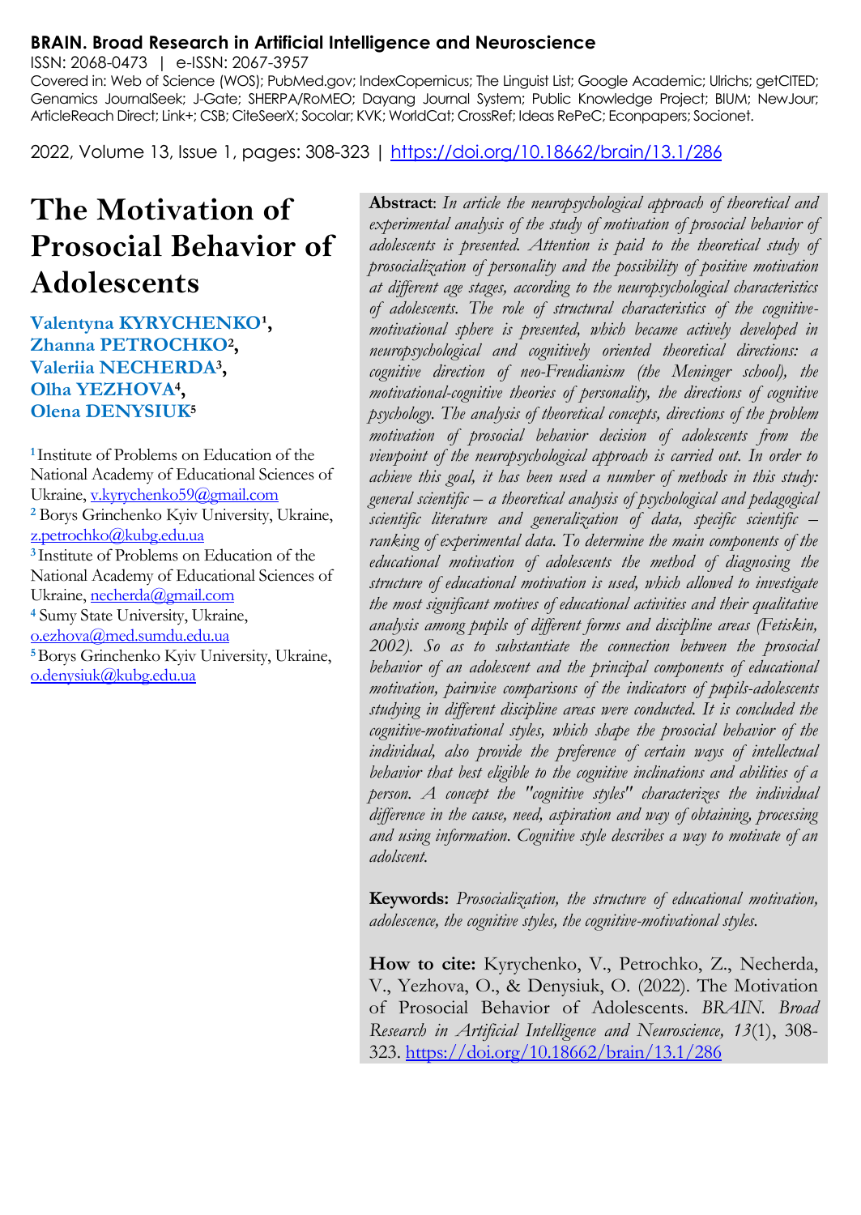**BRAIN. Broad Research in Artificial Intelligence and Neuroscience**

ISSN: 2068-0473 | e-ISSN: 2067-3957

Covered in: Web of Science (WOS); PubMed.gov; IndexCopernicus; The Linguist List; Google Academic; Ulrichs; getCITED; Genamics JournalSeek; J-Gate; SHERPA/RoMEO; Dayang Journal System; Public Knowledge Project; BIUM; NewJour; ArticleReach Direct; Link+; CSB; CiteSeerX; Socolar; KVK; WorldCat; CrossRef; Ideas RePeC; Econpapers; Socionet.

2022, Volume 13, Issue 1, pages: 308-323 | https://doi.org/10.18662/brain/13.1/286

# The Motivation of Prosocial Behavior of Adolescents

**Valentyna KYRYCHENKO[1], Zhanna PETROCHKO[2], Valeriia NECHERDA[3], Olha YEZHOVA[4], Olena DENYSIUK[5]**

[1] Institute of Problems on Education of the National Academy of Educational Sciences of Ukraine, v.kyrychenko59@gmail.com

[2] Borys Grinchenko Kyiv University, Ukraine, z.petrochko@kubg.edu.ua

[3] Institute of Problems on Education of the National Academy of Educational Sciences of Ukraine, necherda@gmail.com

[4] Sumy State University, Ukraine, o.ezhova@med.sumdu.edu.ua

[5] Borys Grinchenko Kyiv University, Ukraine, o.denysiuk@kubg.edu.ua

**Abstract**: *In article the neuropsychological approach of theoretical and experimental analysis of the study of motivation of prosocial behavior of adolescents is presented. Attention is paid to the theoretical study of prosocialization of personality and the possibility of positive motivation at different age stages, according to the neuropsychological characteristics of adolescents. The role of structural characteristics of the cognitive-motivational sphere is presented, which became actively developed in neuropsychological and cognitively oriented theoretical directions: a cognitive direction of neo-Freudianism (the Meninger school), the motivational-cognitive theories of personality, the directions of cognitive psychology. The analysis of theoretical concepts, directions of the problem motivation of prosocial behavior decision of adolescents from the viewpoint of the neuropsychological approach is carried out. In order to achieve this goal, it has been used a number of methods in this study: general scientific – a theoretical analysis of psychological and pedagogical scientific literature and generalization of data, specific scientific – ranking of experimental data. To determine the main components of the educational motivation of adolescents the method of diagnosing the structure of educational motivation is used, which allowed to investigate the most significant motives of educational activities and their qualitative analysis among pupils of different forms and discipline areas (Fetiskin, 2002). So as to substantiate the connection between the prosocial behavior of an adolescent and the principal components of educational motivation, pairwise comparisons of the indicators of pupils-adolescents studying in different discipline areas were conducted. It is concluded the cognitive-motivational styles, which shape the prosocial behavior of the individual, also provide the preference of certain ways of intellectual behavior that best eligible to the cognitive inclinations and abilities of a person. A concept the "cognitive styles" characterizes the individual difference in the cause, need, aspiration and way of obtaining, processing and using information. Cognitive style describes a way to motivate of an adolscent.*

**Keywords:** *Prosocialization, the structure of educational motivation, adolescence, the cognitive styles, the cognitive-motivational styles.*

**How to cite:** Kyrychenko, V., Petrochko, Z., Necherda, V., Yezhova, O., & Denysiuk, O. (2022). The Motivation of Prosocial Behavior of Adolescents. *BRAIN. Broad Research in Artificial Intelligence and Neuroscience, 13*(1), 308-323. https://doi.org/10.18662/brain/13.1/286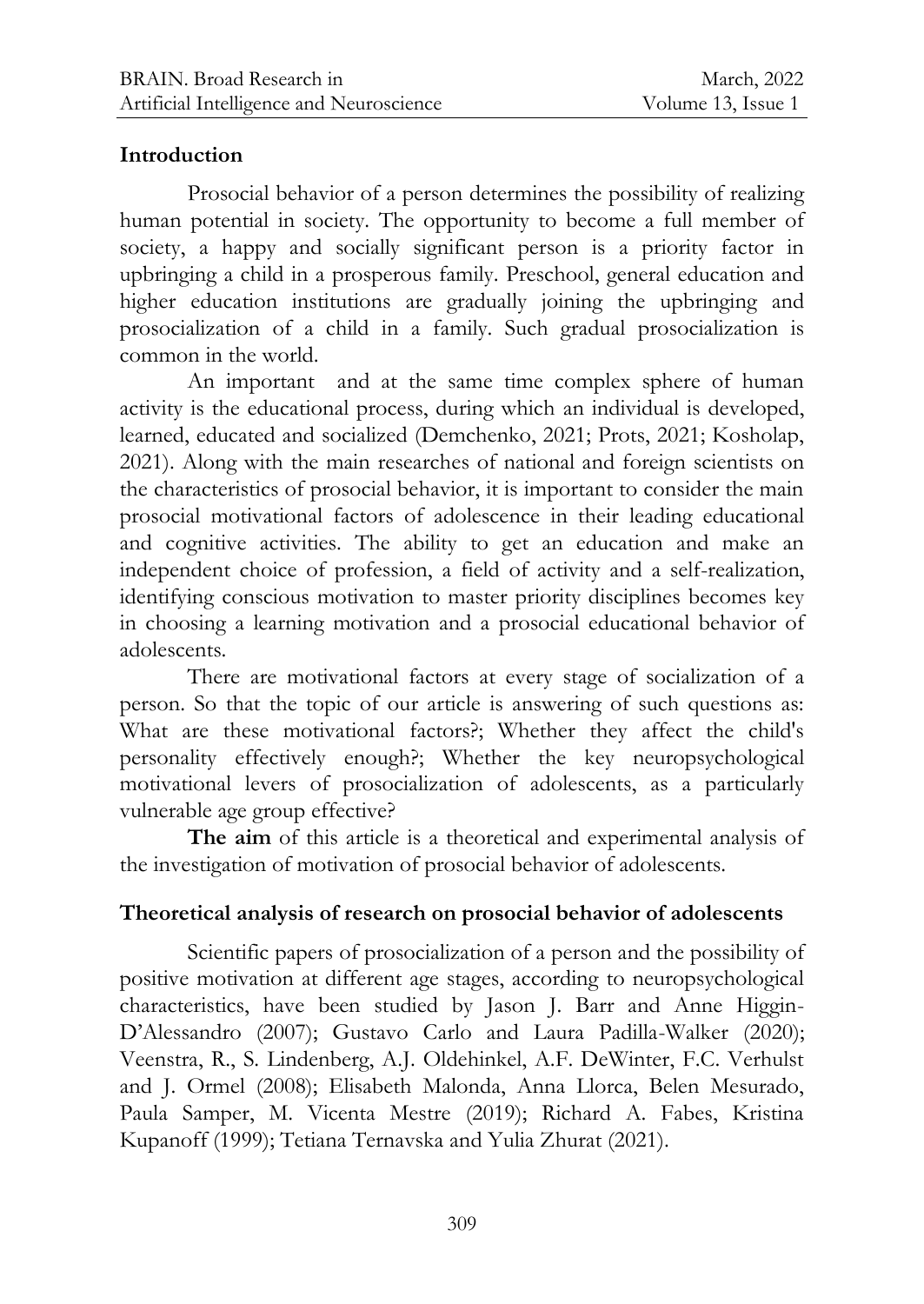## Introduction

Prosocial behavior of a person determines the possibility of realizing human potential in society. The opportunity to become a full member of society, a happy and socially significant person is a priority factor in upbringing a child in a prosperous family. Preschool, general education and higher education institutions are gradually joining the upbringing and prosocialization of a child in a family. Such gradual prosocialization is common in the world.

An important and at the same time complex sphere of human activity is the educational process, during which an individual is developed, learned, educated and socialized (Demchenko, 2021; Prots, 2021; Kosholap, 2021). Along with the main researches of national and foreign scientists on the characteristics of prosocial behavior, it is important to consider the main prosocial motivational factors of adolescence in their leading educational and cognitive activities. The ability to get an education and make an independent choice of profession, a field of activity and a self-realization, identifying conscious motivation to master priority disciplines becomes key in choosing a learning motivation and a prosocial educational behavior of adolescents.

There are motivational factors at every stage of socialization of a person. So that the topic of our article is answering of such questions as: What are these motivational factors?; Whether they affect the child's personality effectively enough?; Whether the key neuropsychological motivational levers of prosocialization of adolescents, as a particularly vulnerable age group effective?

**The aim** of this article is a theoretical and experimental analysis of the investigation of motivation of prosocial behavior of adolescents.

## Theoretical analysis of research on prosocial behavior of adolescents

Scientific papers of prosocialization of a person and the possibility of positive motivation at different age stages, according to neuropsychological characteristics, have been studied by Jason J. Barr and Anne Higgin-D'Alessandro (2007); Gustavo Carlo and Laura Padilla-Walker (2020); Veenstra, R., S. Lindenberg, A.J. Oldehinkel, A.F. DeWinter, F.C. Verhulst and J. Ormel (2008); Elisabeth Malonda, Anna Llorca, Belen Mesurado, Paula Samper, M. Vicenta Mestre (2019); Richard A. Fabes, Kristina Kupanoff (1999); Tetiana Ternavska and Yulia Zhurat (2021).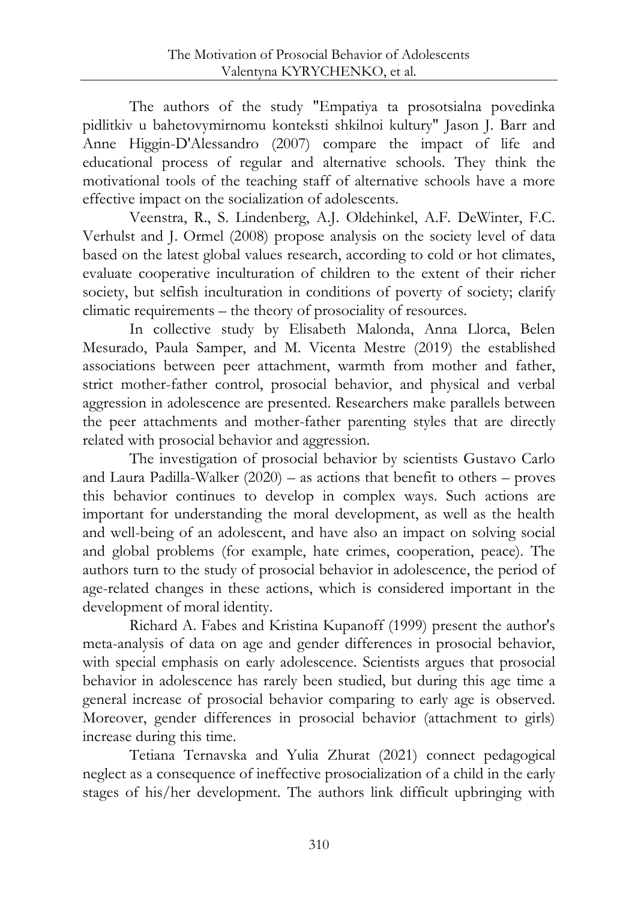The authors of the study "Empatiya ta prosotsialna povedinka pidlitkiv u bahetovymirnomu konteksti shkilnoi kultury" Jason J. Barr and Anne Higgin-D'Alessandro (2007) compare the impact of life and educational process of regular and alternative schools. They think the motivational tools of the teaching staff of alternative schools have a more effective impact on the socialization of adolescents.

Veenstra, R., S. Lindenberg, A.J. Oldehinkel, A.F. DeWinter, F.C. Verhulst and J. Ormel (2008) propose analysis on the society level of data based on the latest global values research, according to cold or hot climates, evaluate cooperative inculturation of children to the extent of their richer society, but selfish inculturation in conditions of poverty of society; clarify climatic requirements – the theory of prosociality of resources.

In collective study by Elisabeth Malonda, Anna Llorca, Belen Mesurado, Paula Samper, and M. Vicenta Mestre (2019) the established associations between peer attachment, warmth from mother and father, strict mother-father control, prosocial behavior, and physical and verbal aggression in adolescence are presented. Researchers make parallels between the peer attachments and mother-father parenting styles that are directly related with prosocial behavior and aggression.

The investigation of prosocial behavior by scientists Gustavo Carlo and Laura Padilla-Walker (2020) – as actions that benefit to others – proves this behavior continues to develop in complex ways. Such actions are important for understanding the moral development, as well as the health and well-being of an adolescent, and have also an impact on solving social and global problems (for example, hate crimes, cooperation, peace). The authors turn to the study of prosocial behavior in adolescence, the period of age-related changes in these actions, which is considered important in the development of moral identity.

Richard A. Fabes and Kristina Kupanoff (1999) present the author's meta-analysis of data on age and gender differences in prosocial behavior, with special emphasis on early adolescence. Scientists argues that prosocial behavior in adolescence has rarely been studied, but during this age time a general increase of prosocial behavior comparing to early age is observed. Moreover, gender differences in prosocial behavior (attachment to girls) increase during this time.

Tetiana Ternavska and Yulia Zhurat (2021) connect pedagogical neglect as a consequence of ineffective prosocialization of a child in the early stages of his/her development. The authors link difficult upbringing with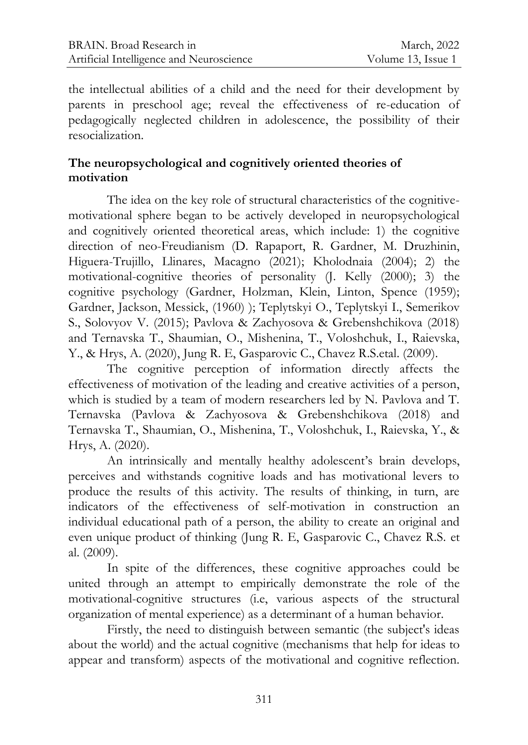the intellectual abilities of a child and the need for their development by parents in preschool age; reveal the effectiveness of re-education of pedagogically neglected children in adolescence, the possibility of their resocialization.

## The neuropsychological and cognitively oriented theories of motivation

The idea on the key role of structural characteristics of the cognitive-motivational sphere began to be actively developed in neuropsychological and cognitively oriented theoretical areas, which include: 1) the cognitive direction of neo-Freudianism (D. Rapaport, R. Gardner, M. Druzhinin, Higuera-Trujillo, Llinares, Macagno (2021); Kholodnaia (2004); 2) the motivational-cognitive theories of personality (J. Kelly (2000); 3) the cognitive psychology (Gardner, Holzman, Klein, Linton, Spence (1959); Gardner, Jackson, Messick, (1960) ); Teplytskyi O., Teplytskyi I., Semerikov S., Solovyov V. (2015); Pavlova & Zachyosova & Grebenshchikova (2018) and Ternavska T., Shaumian, O., Mishenina, T., Voloshchuk, I., Raievska, Y., & Hrys, A. (2020), Jung R. E, Gasparovic C., Chavez R.S.etal. (2009).

The cognitive perception of information directly affects the effectiveness of motivation of the leading and creative activities of a person, which is studied by a team of modern researchers led by N. Pavlova and T. Ternavska (Pavlova & Zachyosova & Grebenshchikova (2018) and Ternavska T., Shaumian, O., Mishenina, T., Voloshchuk, I., Raievska, Y., & Hrys, A. (2020).

An intrinsically and mentally healthy adolescent's brain develops, perceives and withstands cognitive loads and has motivational levers to produce the results of this activity. The results of thinking, in turn, are indicators of the effectiveness of self-motivation in construction an individual educational path of a person, the ability to create an original and even unique product of thinking (Jung R. E, Gasparovic C., Chavez R.S. et al. (2009).

In spite of the differences, these cognitive approaches could be united through an attempt to empirically demonstrate the role of the motivational-cognitive structures (i.e, various aspects of the structural organization of mental experience) as a determinant of a human behavior.

Firstly, the need to distinguish between semantic (the subject's ideas about the world) and the actual cognitive (mechanisms that help for ideas to appear and transform) aspects of the motivational and cognitive reflection.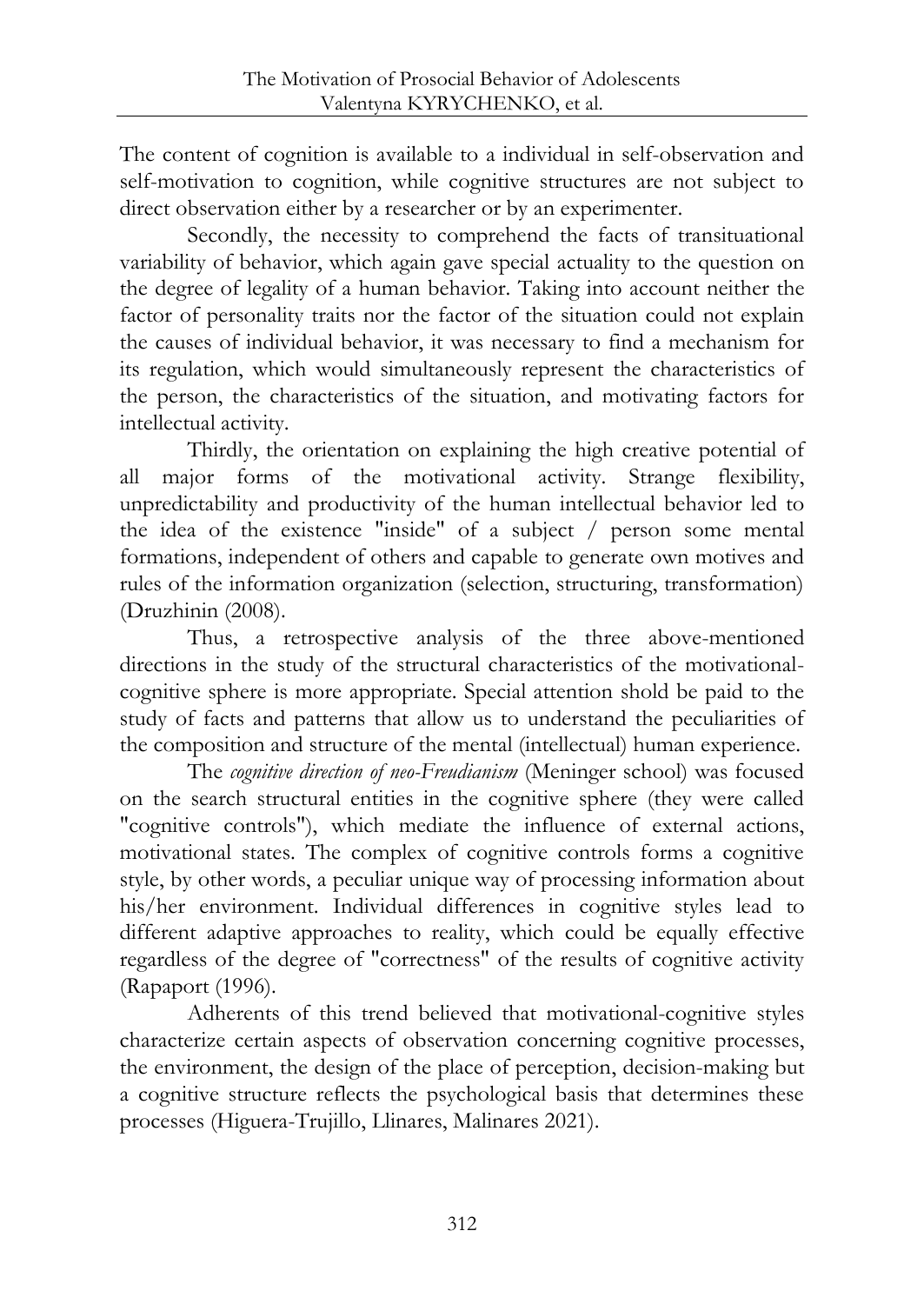The content of cognition is available to a individual in self-observation and self-motivation to cognition, while cognitive structures are not subject to direct observation either by a researcher or by an experimenter.

Secondly, the necessity to comprehend the facts of transituational variability of behavior, which again gave special actuality to the question on the degree of legality of a human behavior. Taking into account neither the factor of personality traits nor the factor of the situation could not explain the causes of individual behavior, it was necessary to find a mechanism for its regulation, which would simultaneously represent the characteristics of the person, the characteristics of the situation, and motivating factors for intellectual activity.

Thirdly, the orientation on explaining the high creative potential of all major forms of the motivational activity. Strange flexibility, unpredictability and productivity of the human intellectual behavior led to the idea of the existence "inside" of a subject / person some mental formations, independent of others and capable to generate own motives and rules of the information organization (selection, structuring, transformation) (Druzhinin (2008).

Thus, a retrospective analysis of the three above-mentioned directions in the study of the structural characteristics of the motivational-cognitive sphere is more appropriate. Special attention shold be paid to the study of facts and patterns that allow us to understand the peculiarities of the composition and structure of the mental (intellectual) human experience.

The *cognitive direction of neo-Freudianism* (Meninger school) was focused on the search structural entities in the cognitive sphere (they were called "cognitive controls"), which mediate the influence of external actions, motivational states. The complex of cognitive controls forms a cognitive style, by other words, a peculiar unique way of processing information about his/her environment. Individual differences in cognitive styles lead to different adaptive approaches to reality, which could be equally effective regardless of the degree of "correctness" of the results of cognitive activity (Rapaport (1996).

Adherents of this trend believed that motivational-cognitive styles characterize certain aspects of observation concerning cognitive processes, the environment, the design of the place of perception, decision-making but a cognitive structure reflects the psychological basis that determines these processes (Higuera-Trujillo, Llinares, Malinares 2021).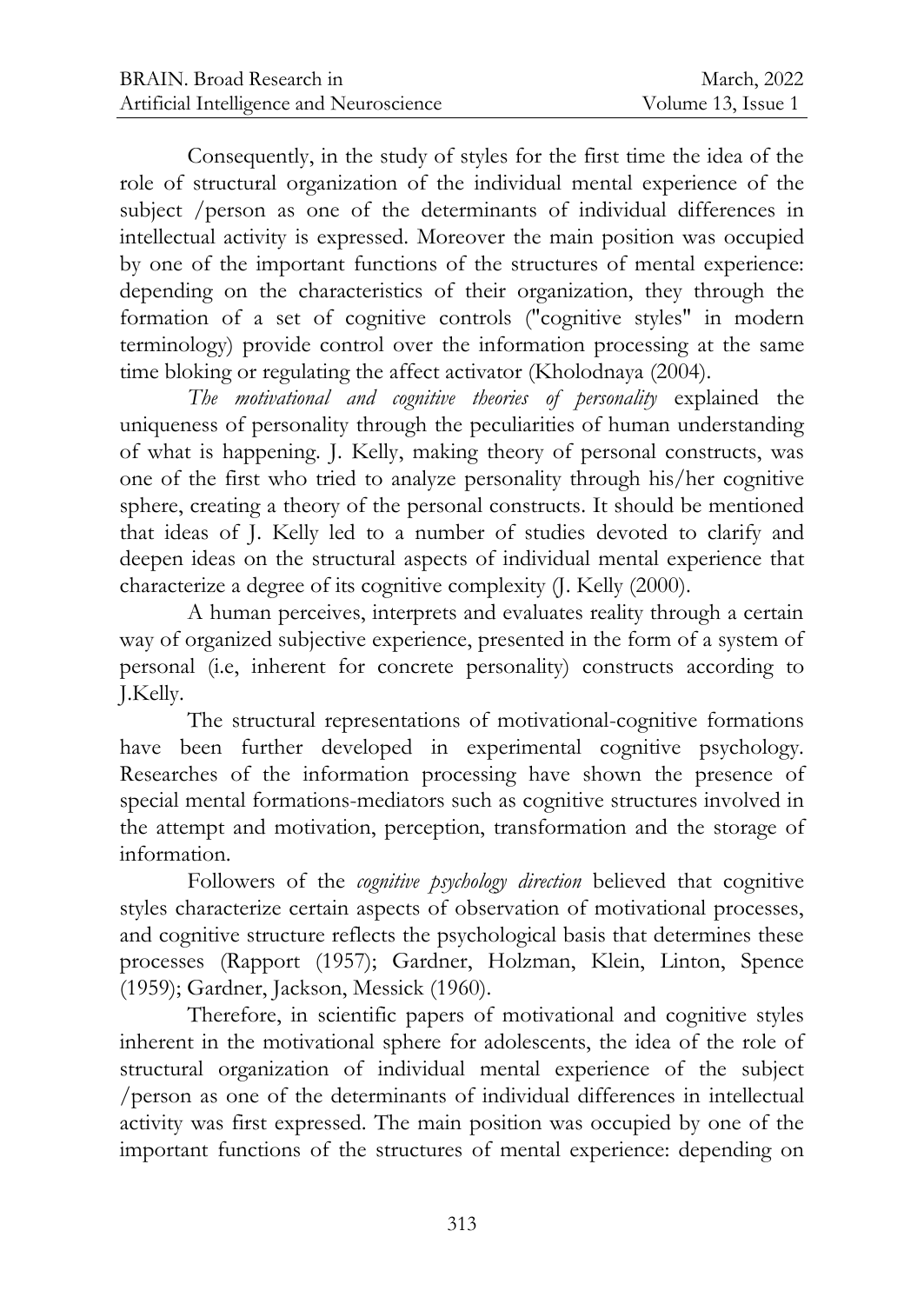Consequently, in the study of styles for the first time the idea of the role of structural organization of the individual mental experience of the subject /person as one of the determinants of individual differences in intellectual activity is expressed. Moreover the main position was occupied by one of the important functions of the structures of mental experience: depending on the characteristics of their organization, they through the formation of a set of cognitive controls ("cognitive styles" in modern terminology) provide control over the information processing at the same time bloking or regulating the affect activator (Kholodnaya (2004).

*The motivational and cognitive theories of personality* explained the uniqueness of personality through the peculiarities of human understanding of what is happening. J. Kelly, making theory of personal constructs, was one of the first who tried to analyze personality through his/her cognitive sphere, creating a theory of the personal constructs. It should be mentioned that ideas of J. Kelly led to a number of studies devoted to clarify and deepen ideas on the structural aspects of individual mental experience that characterize a degree of its cognitive complexity (J. Kelly (2000).

A human perceives, interprets and evaluates reality through a certain way of organized subjective experience, presented in the form of a system of personal (i.e, inherent for concrete personality) constructs according to J.Kelly.

The structural representations of motivational-cognitive formations have been further developed in experimental cognitive psychology. Researches of the information processing have shown the presence of special mental formations-mediators such as cognitive structures involved in the attempt and motivation, perception, transformation and the storage of information.

Followers of the *cognitive psychology direction* believed that cognitive styles characterize certain aspects of observation of motivational processes, and cognitive structure reflects the psychological basis that determines these processes (Rapport (1957); Gardner, Holzman, Klein, Linton, Spence (1959); Gardner, Jackson, Messick (1960).

Therefore, in scientific papers of motivational and cognitive styles inherent in the motivational sphere for adolescents, the idea of the role of structural organization of individual mental experience of the subject /person as one of the determinants of individual differences in intellectual activity was first expressed. The main position was occupied by one of the important functions of the structures of mental experience: depending on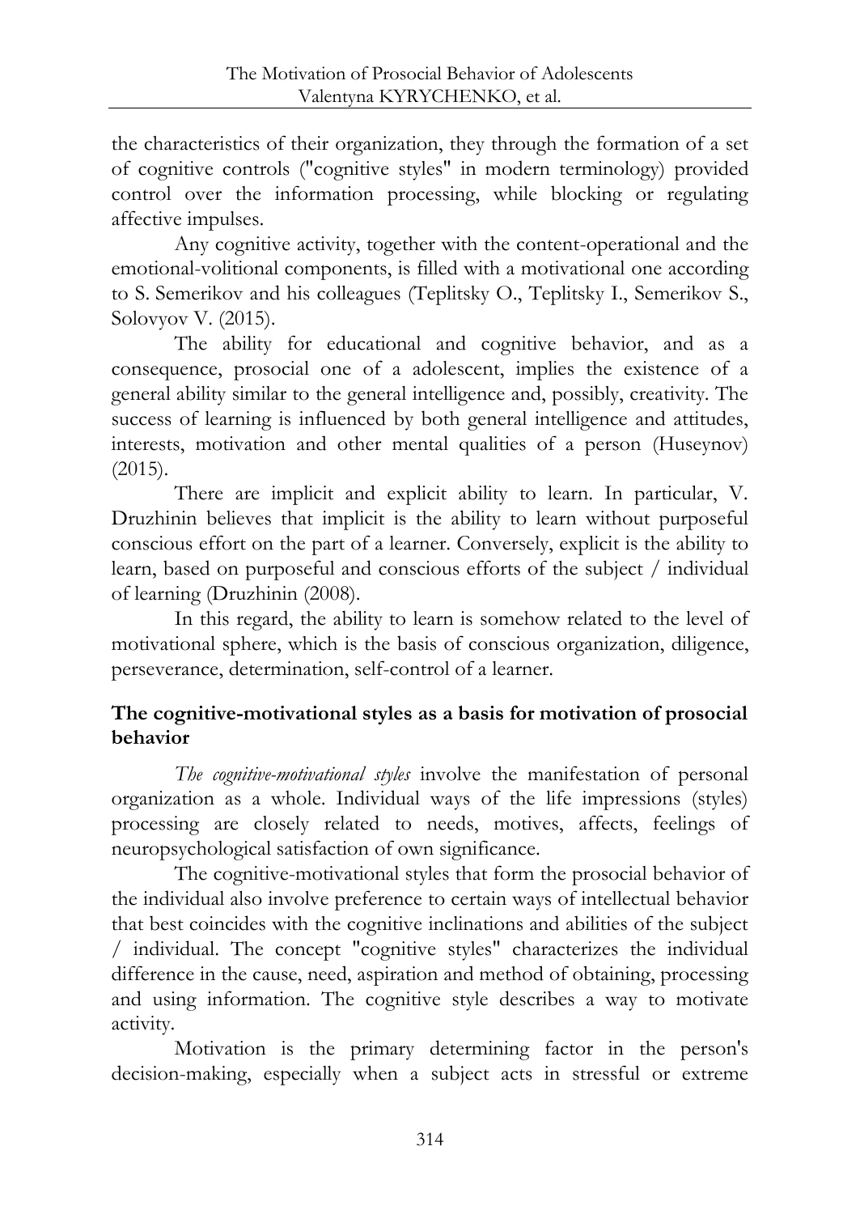the characteristics of their organization, they through the formation of a set of cognitive controls ("cognitive styles" in modern terminology) provided control over the information processing, while blocking or regulating affective impulses.

Any cognitive activity, together with the content-operational and the emotional-volitional components, is filled with a motivational one according to S. Semerikov and his colleagues (Teplitsky O., Teplitsky I., Semerikov S., Solovyov V. (2015).

The ability for educational and cognitive behavior, and as a consequence, prosocial one of a adolescent, implies the existence of a general ability similar to the general intelligence and, possibly, creativity. The success of learning is influenced by both general intelligence and attitudes, interests, motivation and other mental qualities of a person (Huseynov) (2015).

There are implicit and explicit ability to learn. In particular, V. Druzhinin believes that implicit is the ability to learn without purposeful conscious effort on the part of a learner. Conversely, explicit is the ability to learn, based on purposeful and conscious efforts of the subject / individual of learning (Druzhinin (2008).

In this regard, the ability to learn is somehow related to the level of motivational sphere, which is the basis of conscious organization, diligence, perseverance, determination, self-control of a learner.

## The cognitive-motivational styles as a basis for motivation of prosocial behavior

*The cognitive-motivational styles* involve the manifestation of personal organization as a whole. Individual ways of the life impressions (styles) processing are closely related to needs, motives, affects, feelings of neuropsychological satisfaction of own significance.

The cognitive-motivational styles that form the prosocial behavior of the individual also involve preference to certain ways of intellectual behavior that best coincides with the cognitive inclinations and abilities of the subject / individual. The concept "cognitive styles" characterizes the individual difference in the cause, need, aspiration and method of obtaining, processing and using information. The cognitive style describes a way to motivate activity.

Motivation is the primary determining factor in the person's decision-making, especially when a subject acts in stressful or extreme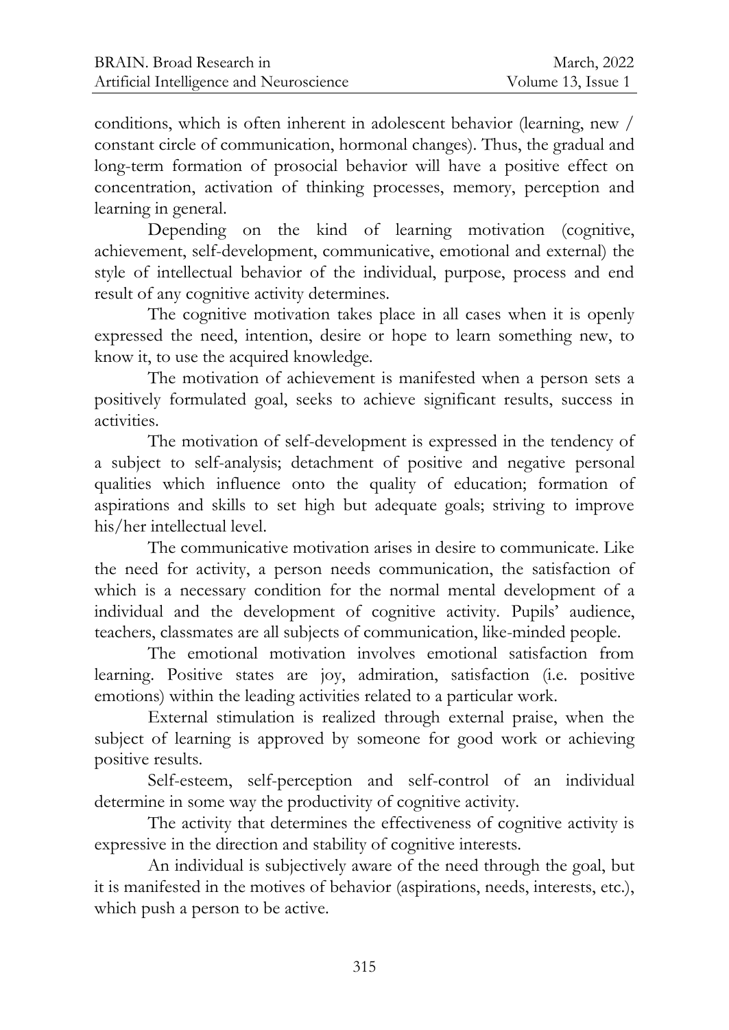conditions, which is often inherent in adolescent behavior (learning, new / constant circle of communication, hormonal changes). Thus, the gradual and long-term formation of prosocial behavior will have a positive effect on concentration, activation of thinking processes, memory, perception and learning in general.

Depending on the kind of learning motivation (cognitive, achievement, self-development, communicative, emotional and external) the style of intellectual behavior of the individual, purpose, process and end result of any cognitive activity determines.

The cognitive motivation takes place in all cases when it is openly expressed the need, intention, desire or hope to learn something new, to know it, to use the acquired knowledge.

The motivation of achievement is manifested when a person sets a positively formulated goal, seeks to achieve significant results, success in activities.

The motivation of self-development is expressed in the tendency of a subject to self-analysis; detachment of positive and negative personal qualities which influence onto the quality of education; formation of aspirations and skills to set high but adequate goals; striving to improve his/her intellectual level.

The communicative motivation arises in desire to communicate. Like the need for activity, a person needs communication, the satisfaction of which is a necessary condition for the normal mental development of a individual and the development of cognitive activity. Pupils' audience, teachers, classmates are all subjects of communication, like-minded people.

The emotional motivation involves emotional satisfaction from learning. Positive states are joy, admiration, satisfaction (i.e. positive emotions) within the leading activities related to a particular work.

External stimulation is realized through external praise, when the subject of learning is approved by someone for good work or achieving positive results.

Self-esteem, self-perception and self-control of an individual determine in some way the productivity of cognitive activity.

The activity that determines the effectiveness of cognitive activity is expressive in the direction and stability of cognitive interests.

An individual is subjectively aware of the need through the goal, but it is manifested in the motives of behavior (aspirations, needs, interests, etc.), which push a person to be active.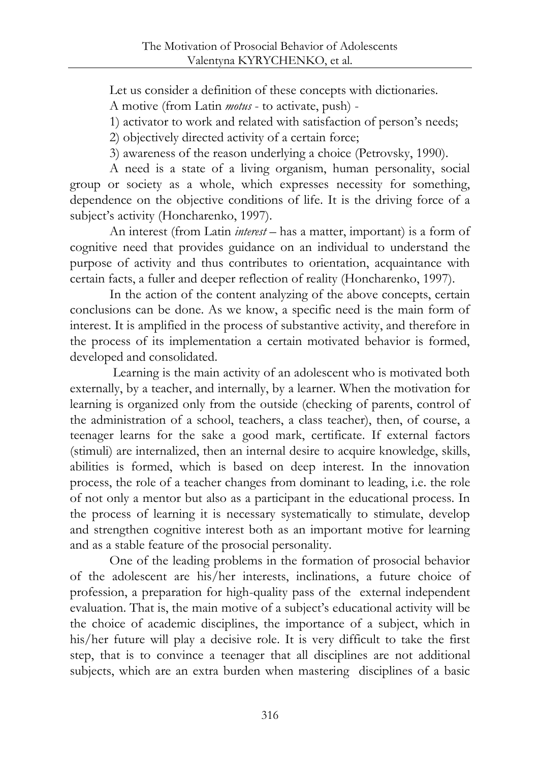Let us consider a definition of these concepts with dictionaries.

A motive (from Latin *motus* - to activate, push) -

1) activator to work and related with satisfaction of person's needs;

2) objectively directed activity of a certain force;

3) awareness of the reason underlying a choice (Petrovsky, 1990).

A need is a state of a living organism, human personality, social group or society as a whole, which expresses necessity for something, dependence on the objective conditions of life. It is the driving force of a subject's activity (Honcharenko, 1997).

An interest (from Latin *interest* – has a matter, important) is a form of cognitive need that provides guidance on an individual to understand the purpose of activity and thus contributes to orientation, acquaintance with certain facts, a fuller and deeper reflection of reality (Honcharenko, 1997).

In the action of the content analyzing of the above concepts, certain conclusions can be done. As we know, a specific need is the main form of interest. It is amplified in the process of substantive activity, and therefore in the process of its implementation a certain motivated behavior is formed, developed and consolidated.

Learning is the main activity of an adolescent who is motivated both externally, by a teacher, and internally, by a learner. When the motivation for learning is organized only from the outside (checking of parents, control of the administration of a school, teachers, a class teacher), then, of course, a teenager learns for the sake a good mark, certificate. If external factors (stimuli) are internalized, then an internal desire to acquire knowledge, skills, abilities is formed, which is based on deep interest. In the innovation process, the role of a teacher changes from dominant to leading, i.e. the role of not only a mentor but also as a participant in the educational process. In the process of learning it is necessary systematically to stimulate, develop and strengthen cognitive interest both as an important motive for learning and as a stable feature of the prosocial personality.

One of the leading problems in the formation of prosocial behavior of the adolescent are his/her interests, inclinations, a future choice of profession, a preparation for high-quality pass of the external independent evaluation. That is, the main motive of a subject's educational activity will be the choice of academic disciplines, the importance of a subject, which in his/her future will play a decisive role. It is very difficult to take the first step, that is to convince a teenager that all disciplines are not additional subjects, which are an extra burden when mastering disciplines of a basic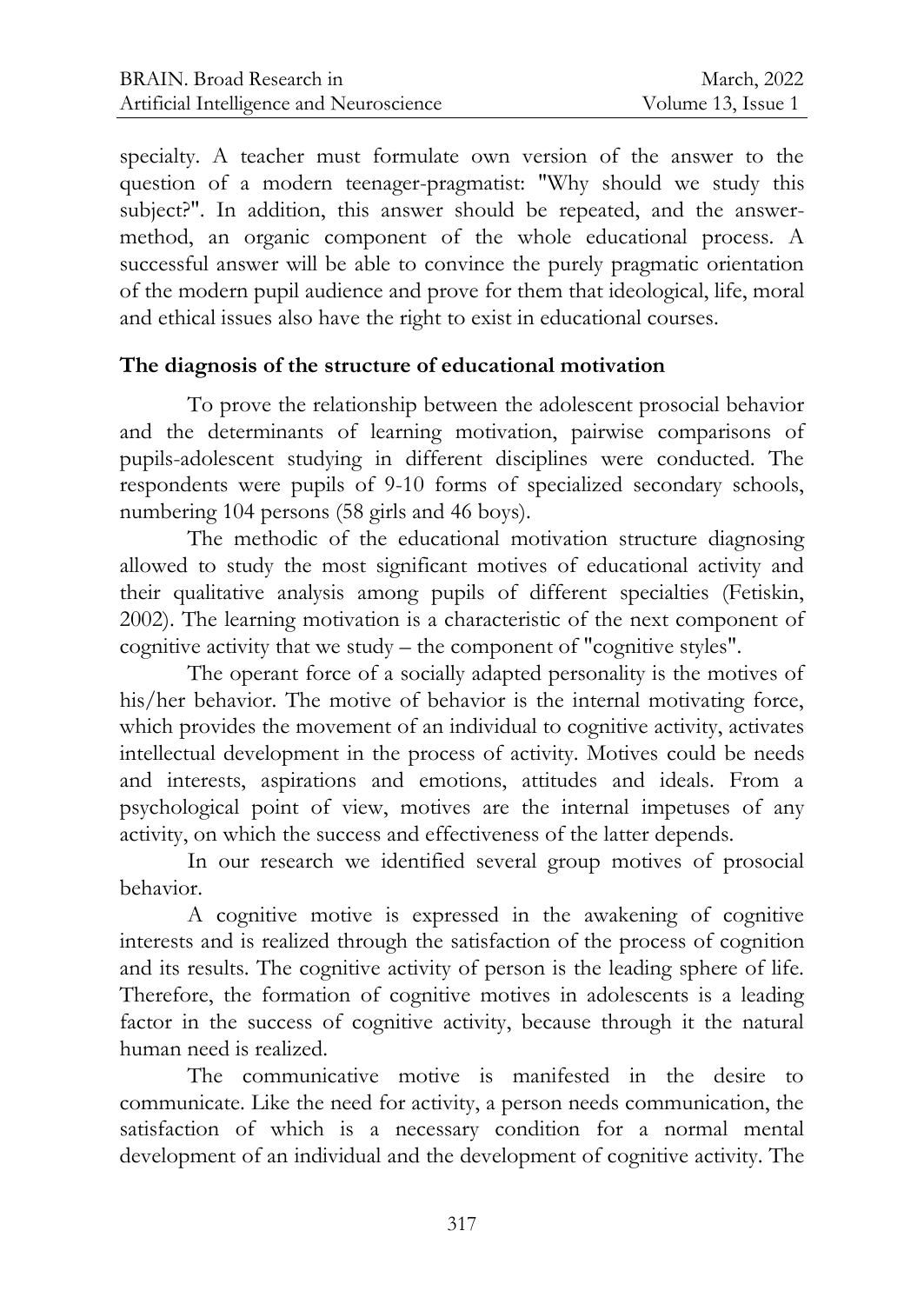specialty. A teacher must formulate own version of the answer to the question of a modern teenager-pragmatist: "Why should we study this subject?". In addition, this answer should be repeated, and the answer-method, an organic component of the whole educational process. A successful answer will be able to convince the purely pragmatic orientation of the modern pupil audience and prove for them that ideological, life, moral and ethical issues also have the right to exist in educational courses.

## The diagnosis of the structure of educational motivation

To prove the relationship between the adolescent prosocial behavior and the determinants of learning motivation, pairwise comparisons of pupils-adolescent studying in different disciplines were conducted. The respondents were pupils of 9-10 forms of specialized secondary schools, numbering 104 persons (58 girls and 46 boys).

The methodic of the educational motivation structure diagnosing allowed to study the most significant motives of educational activity and their qualitative analysis among pupils of different specialties (Fetiskin, 2002). The learning motivation is a characteristic of the next component of cognitive activity that we study – the component of "cognitive styles".

The operant force of a socially adapted personality is the motives of his/her behavior. The motive of behavior is the internal motivating force, which provides the movement of an individual to cognitive activity, activates intellectual development in the process of activity. Motives could be needs and interests, aspirations and emotions, attitudes and ideals. From a psychological point of view, motives are the internal impetuses of any activity, on which the success and effectiveness of the latter depends.

In our research we identified several group motives of prosocial behavior.

A cognitive motive is expressed in the awakening of cognitive interests and is realized through the satisfaction of the process of cognition and its results. The cognitive activity of person is the leading sphere of life. Therefore, the formation of cognitive motives in adolescents is a leading factor in the success of cognitive activity, because through it the natural human need is realized.

The communicative motive is manifested in the desire to communicate. Like the need for activity, a person needs communication, the satisfaction of which is a necessary condition for a normal mental development of an individual and the development of cognitive activity. The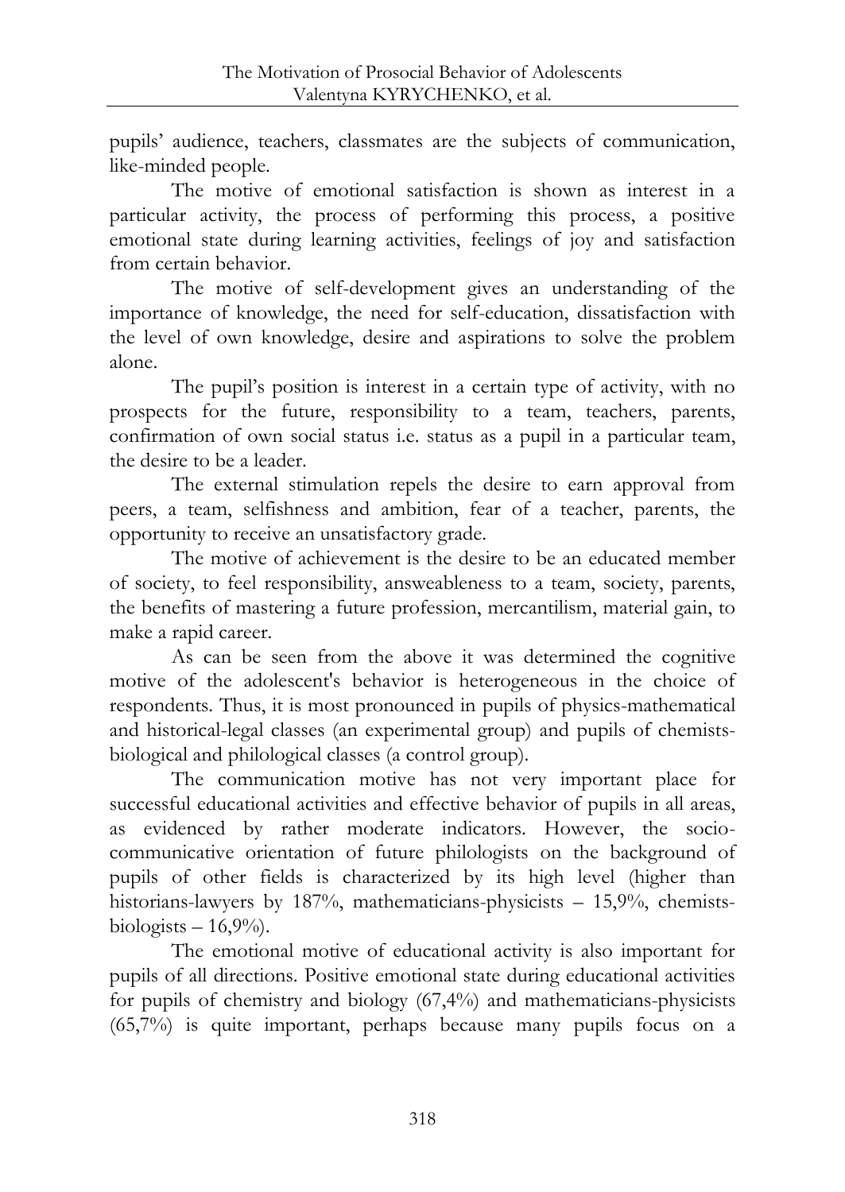pupils' audience, teachers, classmates are the subjects of communication, like-minded people.

The motive of emotional satisfaction is shown as interest in a particular activity, the process of performing this process, a positive emotional state during learning activities, feelings of joy and satisfaction from certain behavior.

The motive of self-development gives an understanding of the importance of knowledge, the need for self-education, dissatisfaction with the level of own knowledge, desire and aspirations to solve the problem alone.

The pupil's position is interest in a certain type of activity, with no prospects for the future, responsibility to a team, teachers, parents, confirmation of own social status i.e. status as a pupil in a particular team, the desire to be a leader.

The external stimulation repels the desire to earn approval from peers, a team, selfishness and ambition, fear of a teacher, parents, the opportunity to receive an unsatisfactory grade.

The motive of achievement is the desire to be an educated member of society, to feel responsibility, answeableness to a team, society, parents, the benefits of mastering a future profession, mercantilism, material gain, to make a rapid career.

As can be seen from the above it was determined the cognitive motive of the adolescent's behavior is heterogeneous in the choice of respondents. Thus, it is most pronounced in pupils of physics-mathematical and historical-legal classes (an experimental group) and pupils of chemists-biological and philological classes (a control group).

The communication motive has not very important place for successful educational activities and effective behavior of pupils in all areas, as evidenced by rather moderate indicators. However, the socio-communicative orientation of future philologists on the background of pupils of other fields is characterized by its high level (higher than historians-lawyers by 187%, mathematicians-physicists – 15,9%, chemists-biologists – 16,9%).

The emotional motive of educational activity is also important for pupils of all directions. Positive emotional state during educational activities for pupils of chemistry and biology (67,4%) and mathematicians-physicists (65,7%) is quite important, perhaps because many pupils focus on a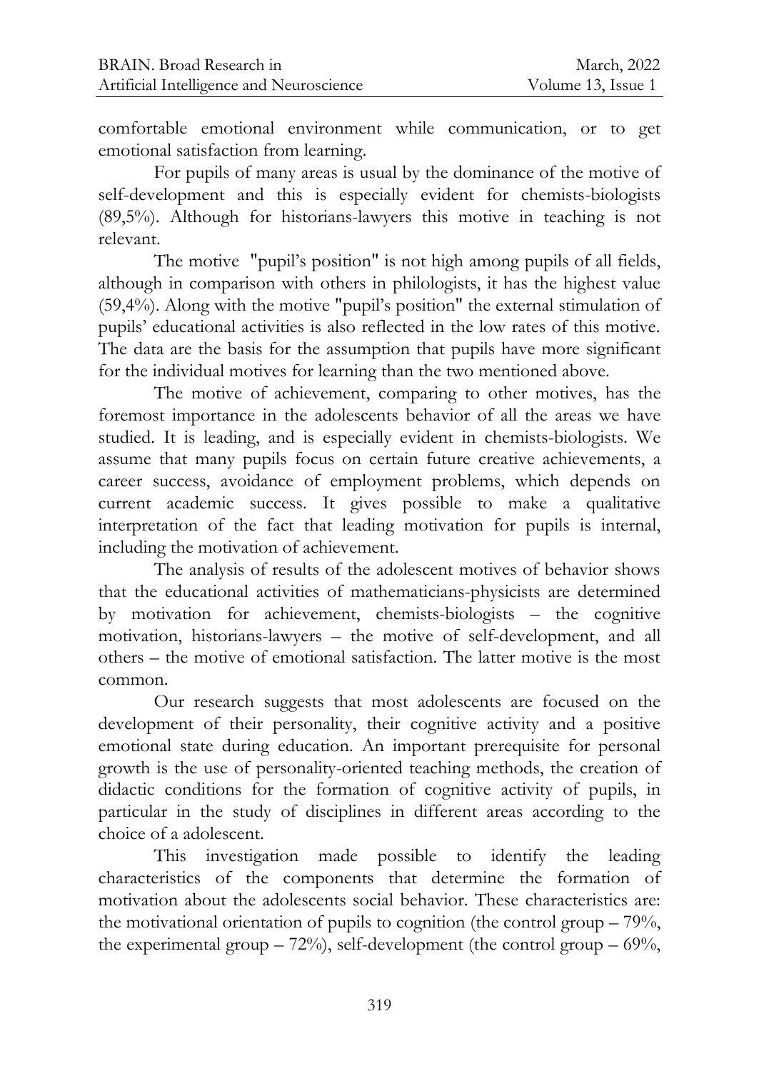comfortable emotional environment while communication, or to get emotional satisfaction from learning.

For pupils of many areas is usual by the dominance of the motive of self-development and this is especially evident for chemists-biologists (89,5%). Although for historians-lawyers this motive in teaching is not relevant.

The motive "pupil's position" is not high among pupils of all fields, although in comparison with others in philologists, it has the highest value (59,4%). Along with the motive "pupil's position" the external stimulation of pupils' educational activities is also reflected in the low rates of this motive. The data are the basis for the assumption that pupils have more significant for the individual motives for learning than the two mentioned above.

The motive of achievement, comparing to other motives, has the foremost importance in the adolescents behavior of all the areas we have studied. It is leading, and is especially evident in chemists-biologists. We assume that many pupils focus on certain future creative achievements, a career success, avoidance of employment problems, which depends on current academic success. It gives possible to make a qualitative interpretation of the fact that leading motivation for pupils is internal, including the motivation of achievement.

The analysis of results of the adolescent motives of behavior shows that the educational activities of mathematicians-physicists are determined by motivation for achievement, chemists-biologists – the cognitive motivation, historians-lawyers – the motive of self-development, and all others – the motive of emotional satisfaction. The latter motive is the most common.

Our research suggests that most adolescents are focused on the development of their personality, their cognitive activity and a positive emotional state during education. An important prerequisite for personal growth is the use of personality-oriented teaching methods, the creation of didactic conditions for the formation of cognitive activity of pupils, in particular in the study of disciplines in different areas according to the choice of a adolescent.

This investigation made possible to identify the leading characteristics of the components that determine the formation of motivation about the adolescents social behavior. These characteristics are: the motivational orientation of pupils to cognition (the control group – 79%, the experimental group – 72%), self-development (the control group – 69%,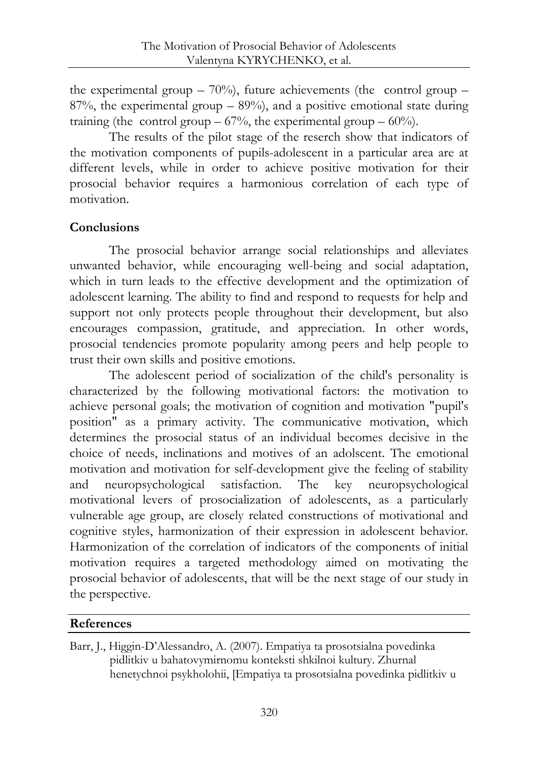the experimental group – 70%), future achievements (the control group – 87%, the experimental group – 89%), and a positive emotional state during training (the control group – 67%, the experimental group – 60%).

The results of the pilot stage of the reserch show that indicators of the motivation components of pupils-adolescent in a particular area are at different levels, while in order to achieve positive motivation for their prosocial behavior requires a harmonious correlation of each type of motivation.

## Conclusions

The prosocial behavior arrange social relationships and alleviates unwanted behavior, while encouraging well-being and social adaptation, which in turn leads to the effective development and the optimization of adolescent learning. The ability to find and respond to requests for help and support not only protects people throughout their development, but also encourages compassion, gratitude, and appreciation. In other words, prosocial tendencies promote popularity among peers and help people to trust their own skills and positive emotions.

The adolescent period of socialization of the child's personality is characterized by the following motivational factors: the motivation to achieve personal goals; the motivation of cognition and motivation "pupil's position" as a primary activity. The communicative motivation, which determines the prosocial status of an individual becomes decisive in the choice of needs, inclinations and motives of an adolscent. The emotional motivation and motivation for self-development give the feeling of stability and neuropsychological satisfaction. The key neuropsychological motivational levers of prosocialization of adolescents, as a particularly vulnerable age group, are closely related constructions of motivational and cognitive styles, harmonization of their expression in adolescent behavior. Harmonization of the correlation of indicators of the components of initial motivation requires a targeted methodology aimed on motivating the prosocial behavior of adolescents, that will be the next stage of our study in the perspective.

## References

Barr, J., Higgin-D'Alessandro, A. (2007). Empatiya ta prosotsialna povedinka pidlitkiv u bahatovymirnomu konteksti shkilnoi kultury. Zhurnal henetychnoi psykholohii, [Empatiya ta prosotsialna povedinka pidlitkiv u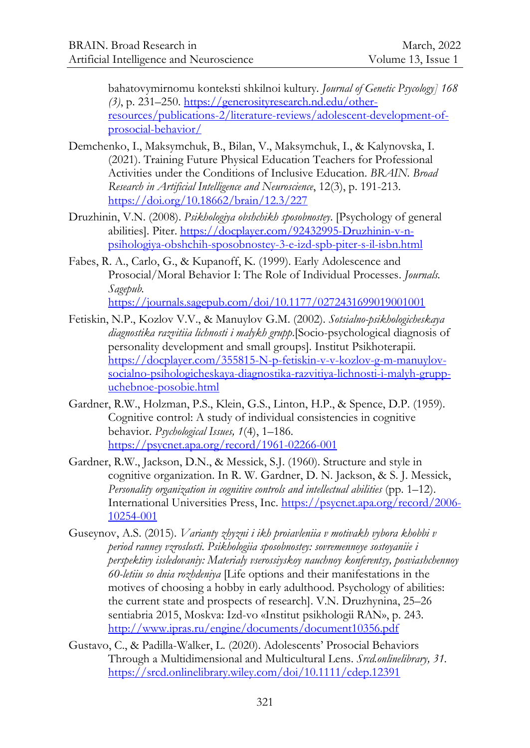bahatovymirnomu konteksti shkilnoi kultury. *Journal of Genetic Psycology] 168 (3)*, p. 231–250. https://generosityresearch.nd.edu/other-resources/publications-2/literature-reviews/adolescent-development-of-prosocial-behavior/

Demchenko, I., Maksymchuk, B., Bilan, V., Maksymchuk, I., & Kalynovska, I. (2021). Training Future Physical Education Teachers for Professional Activities under the Conditions of Inclusive Education. *BRAIN. Broad Research in Artificial Intelligence and Neuroscience*, 12(3), p. 191-213. https://doi.org/10.18662/brain/12.3/227

Druzhinin, V.N. (2008). *Psikhologiya obshchikh sposobnostey*. [Psychology of general abilities]. Piter. https://docplayer.com/92432995-Druzhinin-v-n-psihologiya-obshchih-sposobnostey-3-e-izd-spb-piter-s-il-isbn.html

Fabes, R. A., Carlo, G., & Kupanoff, K. (1999). Early Adolescence and Prosocial/Moral Behavior I: The Role of Individual Processes. *Journals. Sagepub.* https://journals.sagepub.com/doi/10.1177/0272431699019001001

Fetiskin, N.P., Kozlov V.V., & Manuylov G.M. (2002). *Sotsialno-psikhologicheskaya diagnostika razvitiia lichnosti i malykh grupp*.[Socio-psychological diagnosis of personality development and small groups]. Institut Psikhoterapii. https://docplayer.com/355815-N-p-fetiskin-v-v-kozlov-g-m-manuylov-socialno-psihologicheskaya-diagnostika-razvitiya-lichnosti-i-malyh-grupp-uchebnoe-posobie.html

Gardner, R.W., Holzman, P.S., Klein, G.S., Linton, H.P., & Spence, D.P. (1959). Cognitive control: A study of individual consistencies in cognitive behavior. *Psychological Issues, 1*(4), 1–186. https://psycnet.apa.org/record/1961-02266-001

Gardner, R.W., Jackson, D.N., & Messick, S.J. (1960). Structure and style in cognitive organization. In R. W. Gardner, D. N. Jackson, & S. J. Messick, *Personality organization in cognitive controls and intellectual abilities* (pp. 1–12). International Universities Press, Inc. https://psycnet.apa.org/record/2006-10254-001

Guseynov, A.S. (2015). *Varianty zhyzni i ikh proiavleniia v motivakh vybora khobbi v period ranney vzroslosti. Psikhologiia sposobnostey: sovremennoye sostoyaniie i perspektivy issledovaniy: Materialy vserossiyskoy nauchnoy konferentsy, posviashchennoy 60-letiiu so dnia rozhdeniya* [Life options and their manifestations in the motives of choosing a hobby in early adulthood. Psychology of abilities: the current state and prospects of research]. V.N. Druzhynina, 25–26 sentiabria 2015, Moskva: Izd-vo «Institut psikhologii RAN», p. 243. http://www.ipras.ru/engine/documents/document10356.pdf

Gustavo, C., & Padilla-Walker, L. (2020). Adolescents' Prosocial Behaviors Through a Multidimensional and Multicultural Lens. *Srcd.onlinelibrary, 31.* https://srcd.onlinelibrary.wiley.com/doi/10.1111/cdep.12391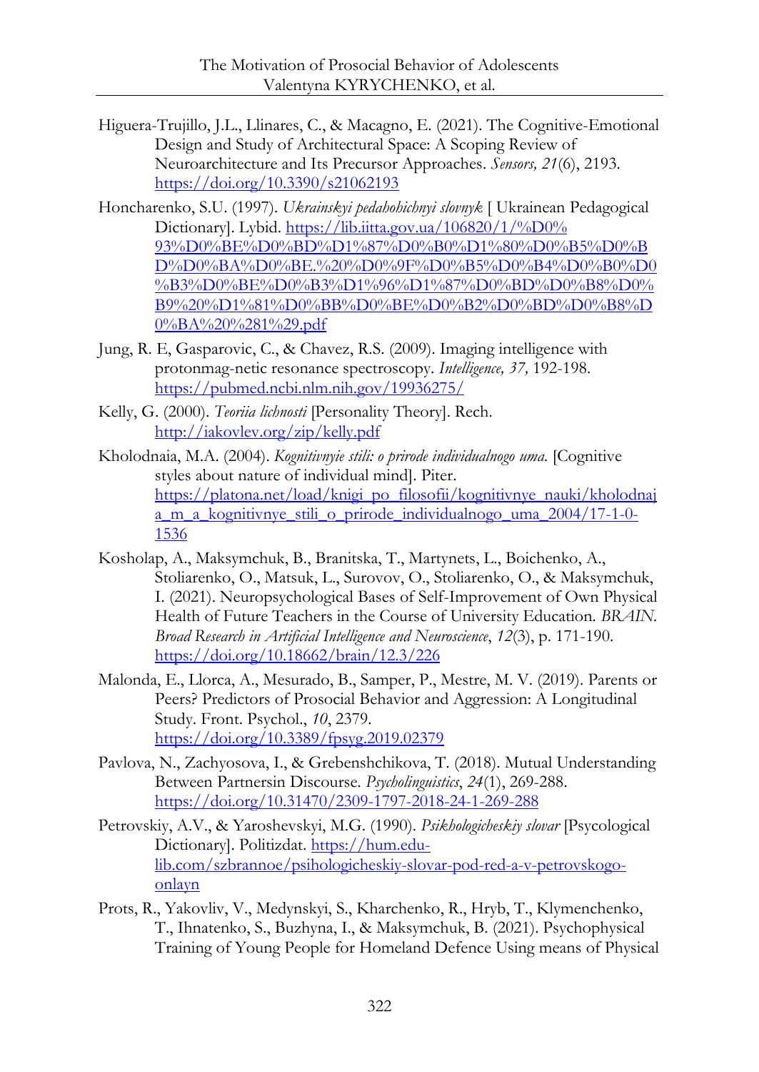Higuera-Trujillo, J.L., Llinares, C., & Macagno, E. (2021). The Cognitive-Emotional Design and Study of Architectural Space: A Scoping Review of Neuroarchitecture and Its Precursor Approaches. *Sensors, 21*(6), 2193. https://doi.org/10.3390/s21062193

Honcharenko, S.U. (1997). *Ukrainskyi pedahohichnyi slovnyk* [ Ukrainean Pedagogical Dictionary]. Lybid. https://lib.iitta.gov.ua/106820/1/%D0%93%D0%BE%D0%BD%D1%87%D0%B0%D1%80%D0%B5%D0%BD%D0%BA%D0%BE.%20%D0%9F%D0%B5%D0%B4%D0%B0%D0%B3%D0%BE%D0%B3%D1%96%D1%87%D0%BD%D0%B8%D0%B9%20%D1%81%D0%BB%D0%BE%D0%B2%D0%BD%D0%B8%D0%BA%20%281%29.pdf

Jung, R. E, Gasparovic, C., & Chavez, R.S. (2009). Imaging intelligence with protonmag-netic resonance spectroscopy. *Intelligence, 37,* 192-198. https://pubmed.ncbi.nlm.nih.gov/19936275/

Kelly, G. (2000). *Teoriia lichnosti* [Personality Theory]. Rech. http://iakovlev.org/zip/kelly.pdf

Kholodnaia, M.A. (2004). *Kognitivnyie stili: o prirode individualnogo uma.* [Cognitive styles about nature of individual mind]. Piter. https://platona.net/load/knigi_po_filosofii/kognitivnye_nauki/kholodnaja_m_a_kognitivnye_stili_o_prirode_individualnogo_uma_2004/17-1-0-1536

Kosholap, A., Maksymchuk, B., Branitska, T., Martynets, L., Boichenko, A., Stoliarenko, O., Matsuk, L., Surovov, O., Stoliarenko, O., & Maksymchuk, I. (2021). Neuropsychological Bases of Self-Improvement of Own Physical Health of Future Teachers in the Course of University Education. *BRAIN. Broad Research in Artificial Intelligence and Neuroscience*, *12*(3), p. 171-190. https://doi.org/10.18662/brain/12.3/226

Malonda, E., Llorca, A., Mesurado, B., Samper, P., Mestre, M. V. (2019). Parents or Peers? Predictors of Prosocial Behavior and Aggression: A Longitudinal Study. Front. Psychol., *10*, 2379. https://doi.org/10.3389/fpsyg.2019.02379

Pavlova, N., Zachyosova, I., & Grebenshchikova, T. (2018). Mutual Understanding Between Partnersin Discourse. *Psycholinguistics*, *24*(1), 269-288. https://doi.org/10.31470/2309-1797-2018-24-1-269-288

Petrovskiy, A.V., & Yaroshevskyi, M.G. (1990). *Psikhologicheskiy slovar* [Psycological Dictionary]. Politizdat. https://hum.edu-lib.com/szbrannoe/psihologicheskiy-slovar-pod-red-a-v-petrovskogo-onlayn

Prots, R., Yakovliv, V., Medynskyi, S., Kharchenko, R., Hryb, T., Klymenchenko, T., Ihnatenko, S., Buzhyna, I., & Maksymchuk, B. (2021). Psychophysical Training of Young People for Homeland Defence Using means of Physical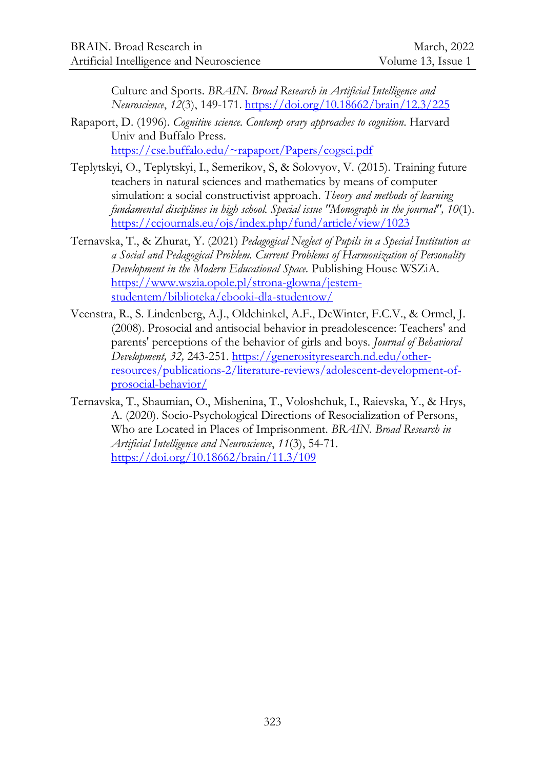Culture and Sports. *BRAIN. Broad Research in Artificial Intelligence and Neuroscience*, *12*(3), 149-171. https://doi.org/10.18662/brain/12.3/225

Rapaport, D. (1996). *Cognitive science. Contemp orary approaches to cognition*. Harvard Univ and Buffalo Press. https://cse.buffalo.edu/~rapaport/Papers/cogsci.pdf

Teplytskyi, O., Teplytskyi, I., Semerikov, S, & Solovyov, V. (2015). Training future teachers in natural sciences and mathematics by means of computer simulation: a social constructivist approach. *Theory and methods of learning fundamental disciplines in high school. Special issue "Monograph in the journal", 10*(1). https://ccjournals.eu/ojs/index.php/fund/article/view/1023

Ternavska, T., & Zhurat, Y. (2021) *Pedagogical Neglect of Pupils in a Special Institution as a Social and Pedagogical Problem. Current Problems of Harmonization of Personality Development in the Modern Educational Space.* Publishing House WSZiA. https://www.wszia.opole.pl/strona-glowna/jestem-studentem/biblioteka/ebooki-dla-studentow/

Veenstra, R., S. Lindenberg, A.J., Oldehinkel, A.F., DeWinter, F.C.V., & Ormel, J. (2008). Prosocial and antisocial behavior in preadolescence: Teachers' and parents' perceptions of the behavior of girls and boys. *Journal of Behavioral Development, 32,* 243-251. https://generosityresearch.nd.edu/other-resources/publications-2/literature-reviews/adolescent-development-of-prosocial-behavior/

Ternavska, T., Shaumian, O., Mishenina, T., Voloshchuk, I., Raievska, Y., & Hrys, A. (2020). Socio-Psychological Directions of Resocialization of Persons, Who are Located in Places of Imprisonment. *BRAIN. Broad Research in Artificial Intelligence and Neuroscience*, *11*(3), 54-71. https://doi.org/10.18662/brain/11.3/109